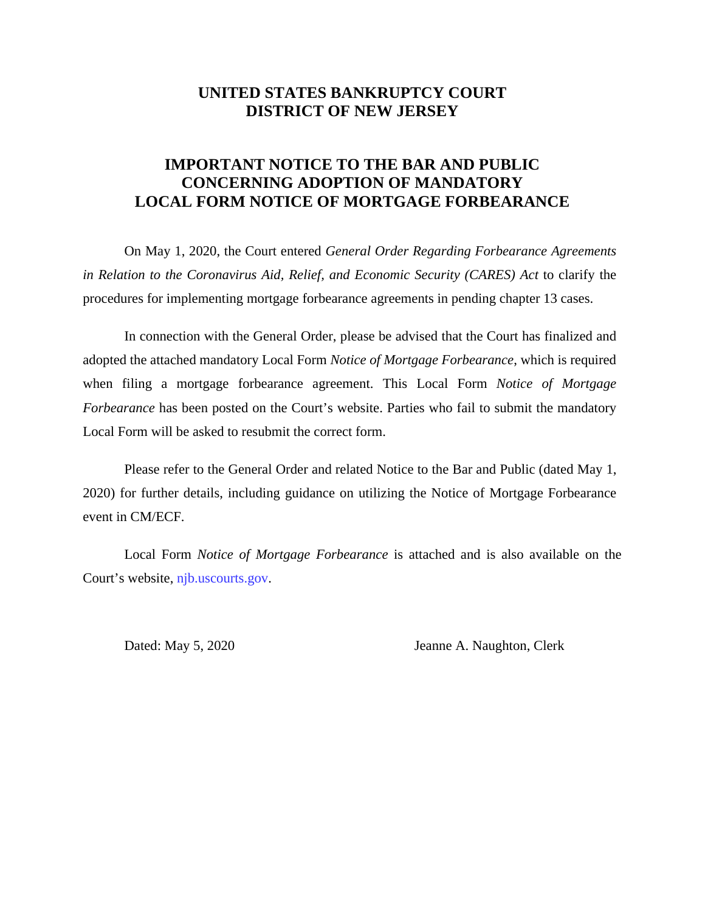# UNITED STATES BANKRUPTCY COURT
# DISTRICT OF NEW JERSEY

## IMPORTANT NOTICE TO THE BAR AND PUBLIC CONCERNING ADOPTION OF MANDATORY LOCAL FORM NOTICE OF MORTGAGE FORBEARANCE

On May 1, 2020, the Court entered *General Order Regarding Forbearance Agreements in Relation to the Coronavirus Aid, Relief, and Economic Security (CARES) Act* to clarify the procedures for implementing mortgage forbearance agreements in pending chapter 13 cases.

In connection with the General Order, please be advised that the Court has finalized and adopted the attached mandatory Local Form *Notice of Mortgage Forbearance*, which is required when filing a mortgage forbearance agreement. This Local Form *Notice of Mortgage Forbearance* has been posted on the Court's website. Parties who fail to submit the mandatory Local Form will be asked to resubmit the correct form.

Please refer to the General Order and related Notice to the Bar and Public (dated May 1, 2020) for further details, including guidance on utilizing the Notice of Mortgage Forbearance event in CM/ECF.

Local Form *Notice of Mortgage Forbearance* is attached and is also available on the Court's website, njb.uscourts.gov.

Dated: May 5, 2020 Jeanne A. Naughton, Clerk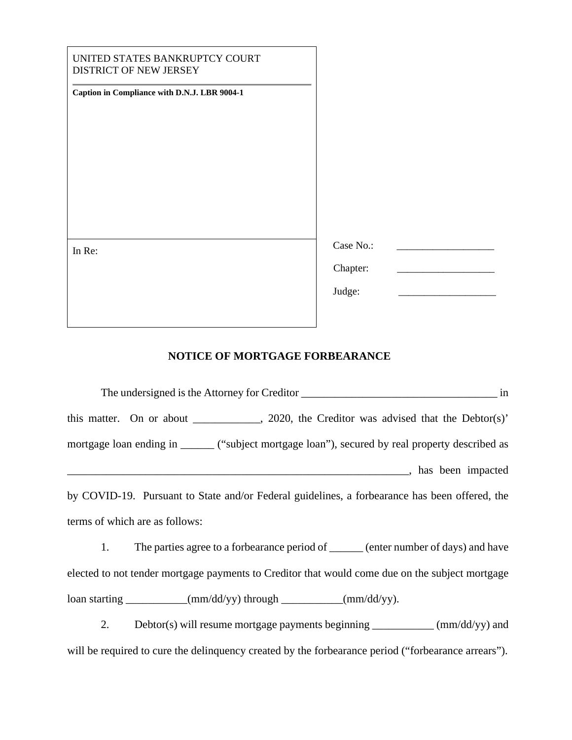| UNITED STATES BANKRUPTCY COURT<br>DISTRICT OF NEW JERSEY<br>**Caption in Compliance with D.N.J. LBR 9004-1** | |
|---|---|
| In Re: | Case No.: ___________________<br>Chapter: ___________________<br>Judge: ___________________ |

## NOTICE OF MORTGAGE FORBEARANCE

The undersigned is the Attorney for Creditor ____________________________________ in this matter. On or about ____________, 2020, the Creditor was advised that the Debtor(s)' mortgage loan ending in ______ ("subject mortgage loan"), secured by real property described as _______________________________________________________________, has been impacted by COVID-19. Pursuant to State and/or Federal guidelines, a forbearance has been offered, the terms of which are as follows:

1. The parties agree to a forbearance period of ______ (enter number of days) and have elected to not tender mortgage payments to Creditor that would come due on the subject mortgage loan starting ___________(mm/dd/yy) through ___________(mm/dd/yy).

2. Debtor(s) will resume mortgage payments beginning ___________ (mm/dd/yy) and will be required to cure the delinquency created by the forbearance period ("forbearance arrears").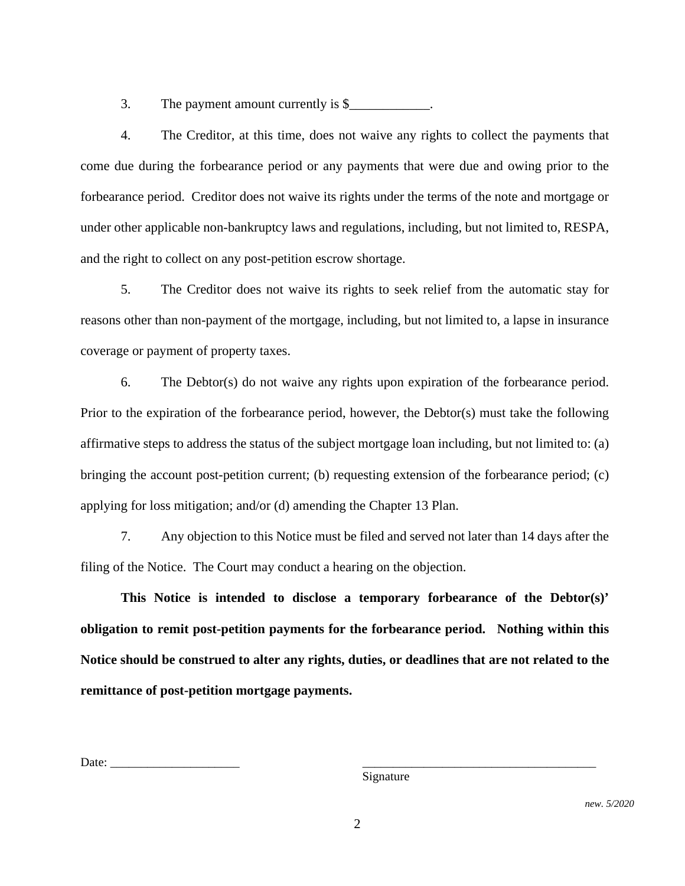3. The payment amount currently is $____________.

4. The Creditor, at this time, does not waive any rights to collect the payments that come due during the forbearance period or any payments that were due and owing prior to the forbearance period. Creditor does not waive its rights under the terms of the note and mortgage or under other applicable non-bankruptcy laws and regulations, including, but not limited to, RESPA, and the right to collect on any post-petition escrow shortage.

5. The Creditor does not waive its rights to seek relief from the automatic stay for reasons other than non-payment of the mortgage, including, but not limited to, a lapse in insurance coverage or payment of property taxes.

6. The Debtor(s) do not waive any rights upon expiration of the forbearance period. Prior to the expiration of the forbearance period, however, the Debtor(s) must take the following affirmative steps to address the status of the subject mortgage loan including, but not limited to: (a) bringing the account post-petition current; (b) requesting extension of the forbearance period; (c) applying for loss mitigation; and/or (d) amending the Chapter 13 Plan.

7. Any objection to this Notice must be filed and served not later than 14 days after the filing of the Notice. The Court may conduct a hearing on the objection.

**This Notice is intended to disclose a temporary forbearance of the Debtor(s)' obligation to remit post-petition payments for the forbearance period. Nothing within this Notice should be construed to alter any rights, duties, or deadlines that are not related to the remittance of post-petition mortgage payments.**

Date: _____________________

_______________________________________
Signature

*new. 5/2020*